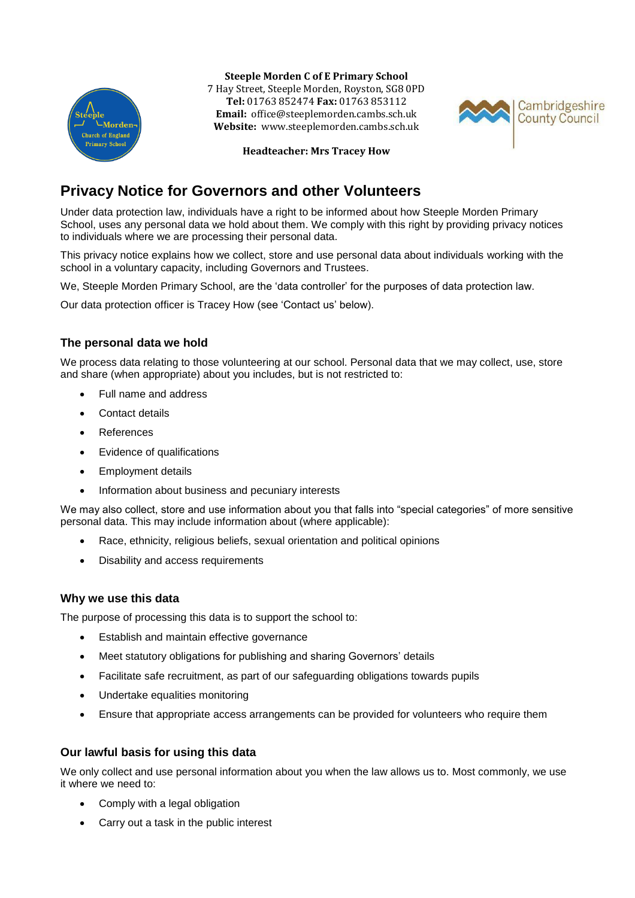**Steeple Morden C of E Primary School**
7 Hay Street, Steeple Morden, Royston, SG8 0PD
**Tel:** 01763 852474 **Fax:** 01763 853112
**Email:** office@steeplemorden.cambs.sch.uk
**Website:** www.steeplemorden.cambs.sch.uk

**Headteacher: Mrs Tracey How**

# Privacy Notice for Governors and other Volunteers

Under data protection law, individuals have a right to be informed about how Steeple Morden Primary School, uses any personal data we hold about them. We comply with this right by providing privacy notices to individuals where we are processing their personal data.

This privacy notice explains how we collect, store and use personal data about individuals working with the school in a voluntary capacity, including Governors and Trustees.

We, Steeple Morden Primary School, are the 'data controller' for the purposes of data protection law.

Our data protection officer is Tracey How (see 'Contact us' below).

## The personal data we hold

We process data relating to those volunteering at our school. Personal data that we may collect, use, store and share (when appropriate) about you includes, but is not restricted to:

- Full name and address
- Contact details
- References
- Evidence of qualifications
- Employment details
- Information about business and pecuniary interests

We may also collect, store and use information about you that falls into "special categories" of more sensitive personal data. This may include information about (where applicable):

- Race, ethnicity, religious beliefs, sexual orientation and political opinions
- Disability and access requirements

## Why we use this data

The purpose of processing this data is to support the school to:

- Establish and maintain effective governance
- Meet statutory obligations for publishing and sharing Governors' details
- Facilitate safe recruitment, as part of our safeguarding obligations towards pupils
- Undertake equalities monitoring
- Ensure that appropriate access arrangements can be provided for volunteers who require them

## Our lawful basis for using this data

We only collect and use personal information about you when the law allows us to. Most commonly, we use it where we need to:

- Comply with a legal obligation
- Carry out a task in the public interest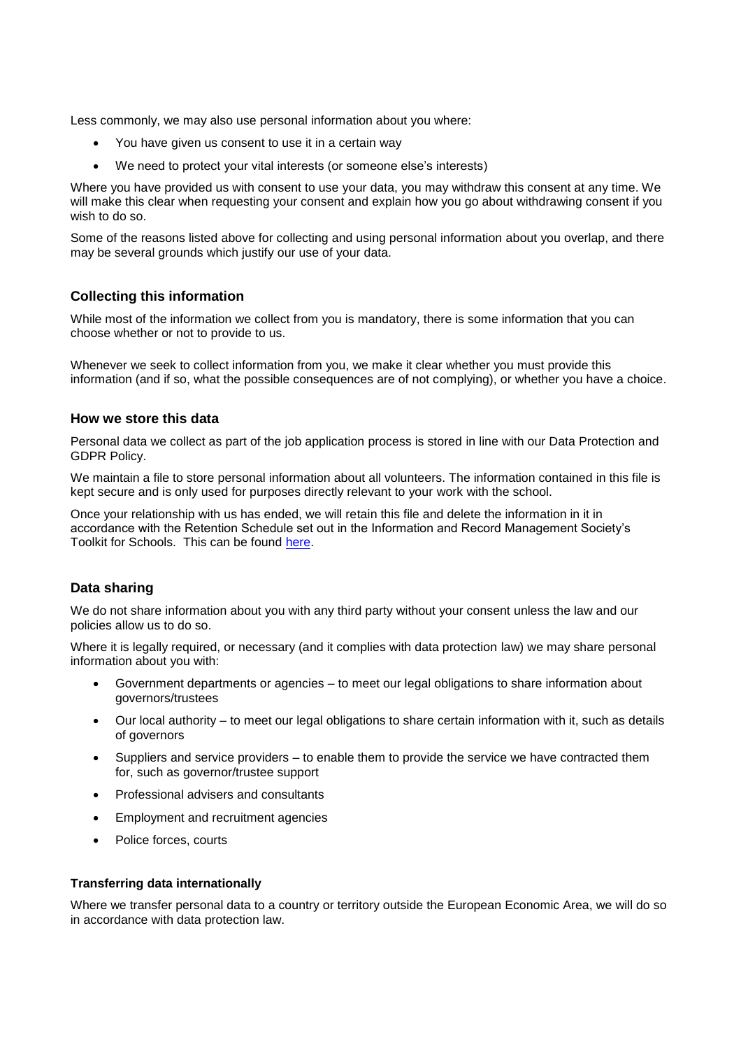Less commonly, we may also use personal information about you where:

- You have given us consent to use it in a certain way
- We need to protect your vital interests (or someone else's interests)

Where you have provided us with consent to use your data, you may withdraw this consent at any time. We will make this clear when requesting your consent and explain how you go about withdrawing consent if you wish to do so.

Some of the reasons listed above for collecting and using personal information about you overlap, and there may be several grounds which justify our use of your data.

## Collecting this information

While most of the information we collect from you is mandatory, there is some information that you can choose whether or not to provide to us.

Whenever we seek to collect information from you, we make it clear whether you must provide this information (and if so, what the possible consequences are of not complying), or whether you have a choice.

### How we store this data

Personal data we collect as part of the job application process is stored in line with our Data Protection and GDPR Policy.

We maintain a file to store personal information about all volunteers. The information contained in this file is kept secure and is only used for purposes directly relevant to your work with the school.

Once your relationship with us has ended, we will retain this file and delete the information in it in accordance with the Retention Schedule set out in the Information and Record Management Society's Toolkit for Schools. This can be found [here](here).

## Data sharing

We do not share information about you with any third party without your consent unless the law and our policies allow us to do so.

Where it is legally required, or necessary (and it complies with data protection law) we may share personal information about you with:

- Government departments or agencies – to meet our legal obligations to share information about governors/trustees
- Our local authority – to meet our legal obligations to share certain information with it, such as details of governors
- Suppliers and service providers – to enable them to provide the service we have contracted them for, such as governor/trustee support
- Professional advisers and consultants
- Employment and recruitment agencies
- Police forces, courts

#### Transferring data internationally

Where we transfer personal data to a country or territory outside the European Economic Area, we will do so in accordance with data protection law.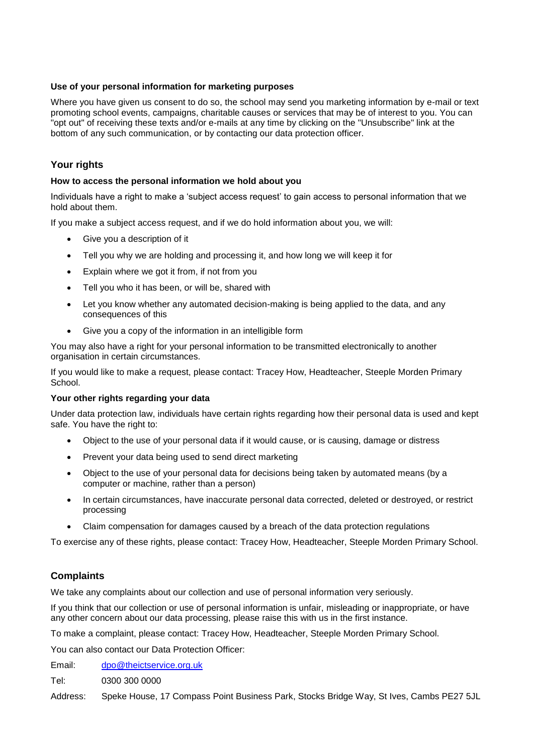**Use of your personal information for marketing purposes**

Where you have given us consent to do so, the school may send you marketing information by e-mail or text promoting school events, campaigns, charitable causes or services that may be of interest to you. You can "opt out" of receiving these texts and/or e-mails at any time by clicking on the "Unsubscribe" link at the bottom of any such communication, or by contacting our data protection officer.

## Your rights

**How to access the personal information we hold about you**

Individuals have a right to make a 'subject access request' to gain access to personal information that we hold about them.

If you make a subject access request, and if we do hold information about you, we will:

- Give you a description of it
- Tell you why we are holding and processing it, and how long we will keep it for
- Explain where we got it from, if not from you
- Tell you who it has been, or will be, shared with
- Let you know whether any automated decision-making is being applied to the data, and any consequences of this
- Give you a copy of the information in an intelligible form

You may also have a right for your personal information to be transmitted electronically to another organisation in certain circumstances.

If you would like to make a request, please contact: Tracey How, Headteacher, Steeple Morden Primary School.

**Your other rights regarding your data**

Under data protection law, individuals have certain rights regarding how their personal data is used and kept safe. You have the right to:

- Object to the use of your personal data if it would cause, or is causing, damage or distress
- Prevent your data being used to send direct marketing
- Object to the use of your personal data for decisions being taken by automated means (by a computer or machine, rather than a person)
- In certain circumstances, have inaccurate personal data corrected, deleted or destroyed, or restrict processing
- Claim compensation for damages caused by a breach of the data protection regulations

To exercise any of these rights, please contact: Tracey How, Headteacher, Steeple Morden Primary School.

## Complaints

We take any complaints about our collection and use of personal information very seriously.

If you think that our collection or use of personal information is unfair, misleading or inappropriate, or have any other concern about our data processing, please raise this with us in the first instance.

To make a complaint, please contact: Tracey How, Headteacher, Steeple Morden Primary School.

You can also contact our Data Protection Officer:

Email: dpo@theictservice.org.uk

Tel: 0300 300 0000

Address: Speke House, 17 Compass Point Business Park, Stocks Bridge Way, St Ives, Cambs PE27 5JL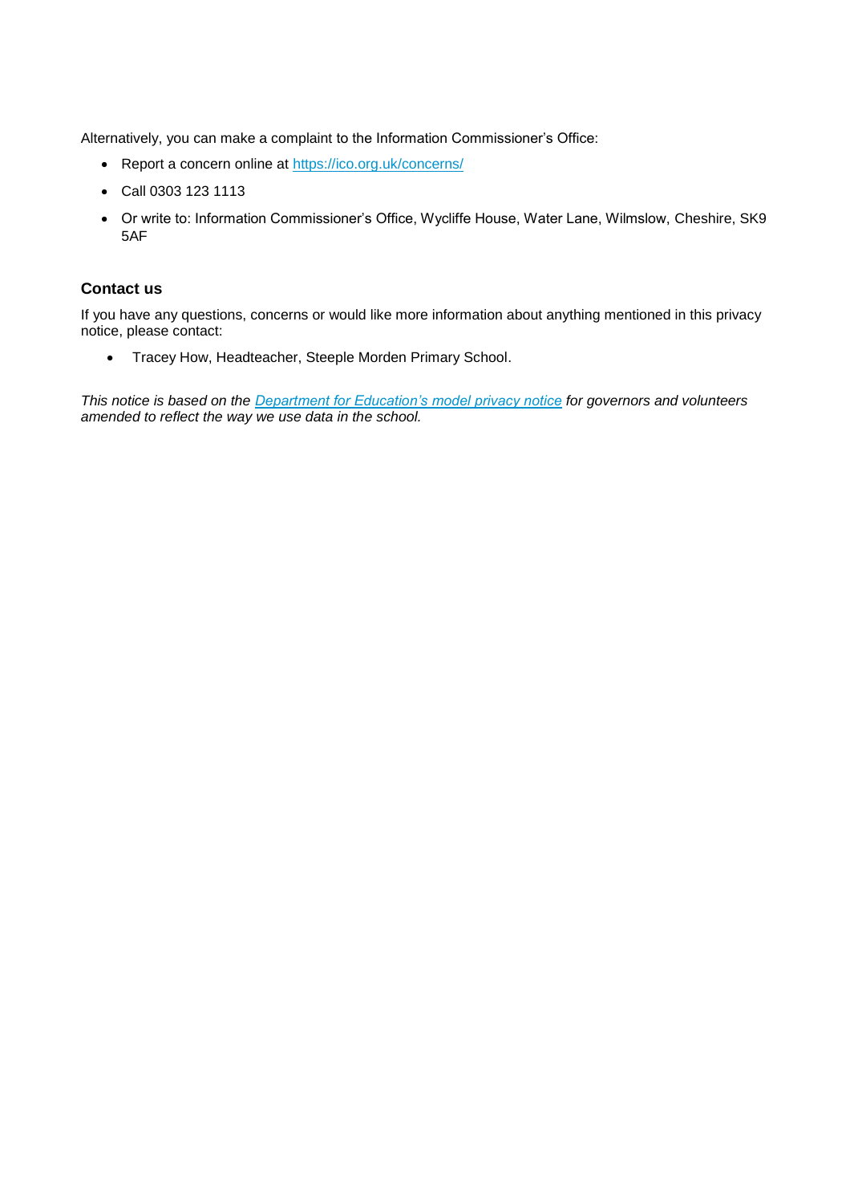Alternatively, you can make a complaint to the Information Commissioner's Office:

- Report a concern online at [https://ico.org.uk/concerns/](https://ico.org.uk/concerns/)
- Call 0303 123 1113
- Or write to: Information Commissioner's Office, Wycliffe House, Water Lane, Wilmslow, Cheshire, SK9 5AF

### Contact us

If you have any questions, concerns or would like more information about anything mentioned in this privacy notice, please contact:

- Tracey How, Headteacher, Steeple Morden Primary School.

*This notice is based on the Department for Education's model privacy notice for governors and volunteers amended to reflect the way we use data in the school.*